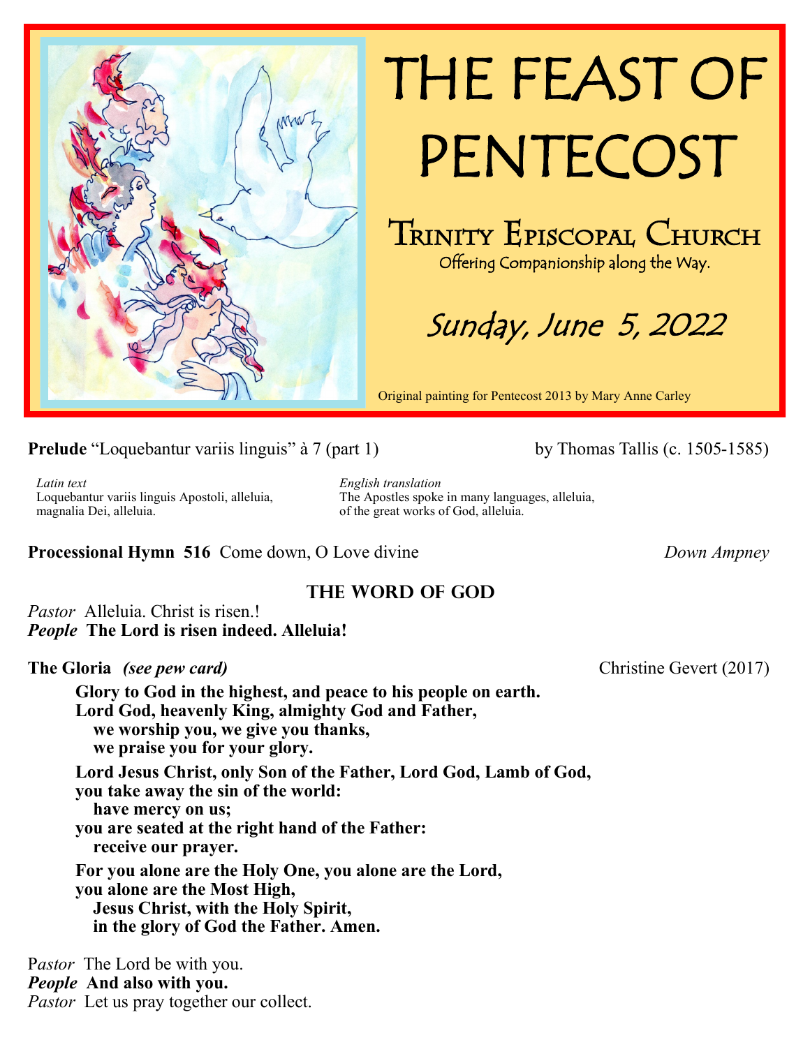# THE FEAST OF PENTECOST

## Trinity Episcopal Church

Offering Companionship along the Way.

*Sunday, June 5, 2022*

Original painting for Pentecost 2013 by Mary Anne Carley

**Prelude** "Loquebantur variis linguis" à 7 (part 1) by Thomas Tallis (c. 1505-1585)

*Latin text*
Loquebantur variis linguis Apostoli, alleluia,
magnalia Dei, alleluia.

*English translation*
The Apostles spoke in many languages, alleluia,
of the great works of God, alleluia.

**Processional Hymn 516** Come down, O Love divine *Down Ampney*

## THE WORD OF GOD

*Pastor* Alleluia. Christ is risen.!
***People* The Lord is risen indeed. Alleluia!**

**The Gloria** ***(see pew card)*** Christine Gevert (2017)

**Glory to God in the highest, and peace to his people on earth.**
**Lord God, heavenly King, almighty God and Father,**
**we worship you, we give you thanks,**
**we praise you for your glory.**

**Lord Jesus Christ, only Son of the Father, Lord God, Lamb of God,**
**you take away the sin of the world:**
**have mercy on us;**
**you are seated at the right hand of the Father:**
**receive our prayer.**

**For you alone are the Holy One, you alone are the Lord,**
**you alone are the Most High,**
**Jesus Christ, with the Holy Spirit,**
**in the glory of God the Father. Amen.**

P*astor* The Lord be with you.
***People* And also with you.**
*Pastor* Let us pray together our collect.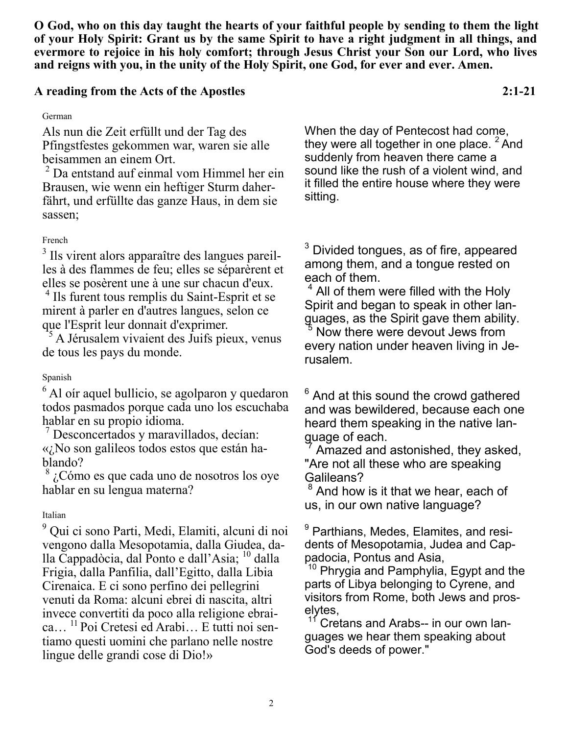**O God, who on this day taught the hearts of your faithful people by sending to them the light of your Holy Spirit: Grant us by the same Spirit to have a right judgment in all things, and evermore to rejoice in his holy comfort; through Jesus Christ your Son our Lord, who lives and reigns with you, in the unity of the Holy Spirit, one God, for ever and ever. Amen.**

**A reading from the Acts of the Apostles 2:1-21**

German

Als nun die Zeit erfüllt und der Tag des Pfingstfestes gekommen war, waren sie alle beisammen an einem Ort.
[2] Da entstand auf einmal vom Himmel her ein Brausen, wie wenn ein heftiger Sturm daherfährt, und erfüllte das ganze Haus, in dem sie sassen;

When the day of Pentecost had come, they were all together in one place. [2] And suddenly from heaven there came a sound like the rush of a violent wind, and it filled the entire house where they were sitting.

French

[3] Ils virent alors apparaître des langues pareilles à des flammes de feu; elles se séparèrent et elles se posèrent une à une sur chacun d'eux.
[4] Ils furent tous remplis du Saint-Esprit et se mirent à parler en d'autres langues, selon ce que l'Esprit leur donnait d'exprimer.
[5] A Jérusalem vivaient des Juifs pieux, venus de tous les pays du monde.

[3] Divided tongues, as of fire, appeared among them, and a tongue rested on each of them.
[4] All of them were filled with the Holy Spirit and began to speak in other languages, as the Spirit gave them ability.
[5] Now there were devout Jews from every nation under heaven living in Jerusalem.

Spanish

[6] Al oír aquel bullicio, se agolparon y quedaron todos pasmados porque cada uno los escuchaba hablar en su propio idioma.
[7] Desconcertados y maravillados, decían: «¿No son galileos todos estos que están hablando?
[8] ¿Cómo es que cada uno de nosotros los oye hablar en su lengua materna?

[6] And at this sound the crowd gathered and was bewildered, because each one heard them speaking in the native language of each.
[7] Amazed and astonished, they asked, "Are not all these who are speaking Galileans?
[8] And how is it that we hear, each of us, in our own native language?

Italian

[9] Qui ci sono Parti, Medi, Elamiti, alcuni di noi vengono dalla Mesopotamia, dalla Giudea, dalla Cappadòcia, dal Ponto e dall'Asia; [10] dalla Frigia, dalla Panfilia, dall'Egitto, dalla Libia Cirenaica. E ci sono perfino dei pellegrini venuti da Roma: alcuni ebrei di nascita, altri invece convertiti da poco alla religione ebraica… [11] Poi Cretesi ed Arabi… E tutti noi sentiamo questi uomini che parlano nelle nostre lingue delle grandi cose di Dio!»

[9] Parthians, Medes, Elamites, and residents of Mesopotamia, Judea and Cappadocia, Pontus and Asia,
[10] Phrygia and Pamphylia, Egypt and the parts of Libya belonging to Cyrene, and visitors from Rome, both Jews and proselytes,
[11] Cretans and Arabs-- in our own languages we hear them speaking about God's deeds of power."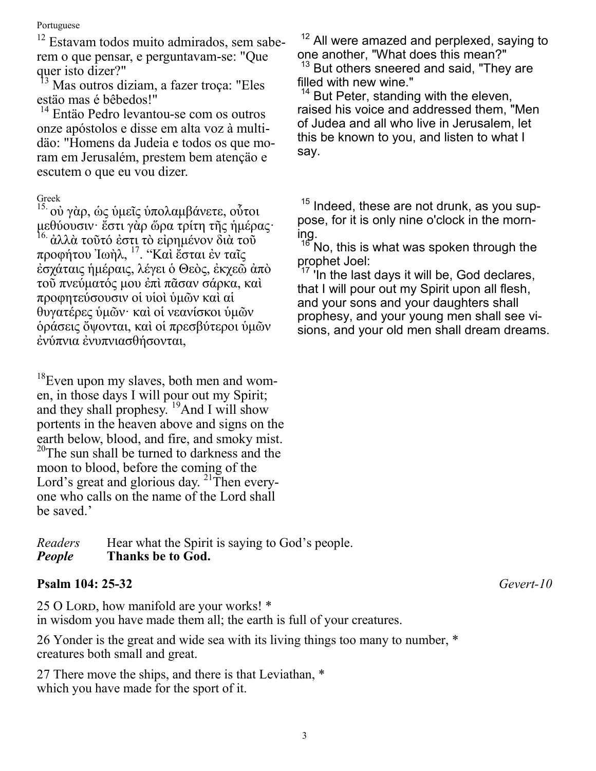Portuguese

[12] Estavam todos muito admirados, sem saberem o que pensar, e perguntavam-se: "Que quer isto dizer?"
[13] Mas outros diziam, a fazer troça: "Eles estäo mas é bêbedos!"
[14] Entäo Pedro levantou-se com os outros onze apóstolos e disse em alta voz à multidäo: "Homens da Judeia e todos os que moram em Jerusalém, prestem bem atençäo e escutem o que eu vou dizer.

[12] All were amazed and perplexed, saying to one another, "What does this mean?"
[13] But others sneered and said, "They are filled with new wine."
[14] But Peter, standing with the eleven, raised his voice and addressed them, "Men of Judea and all who live in Jerusalem, let this be known to you, and listen to what I say.

Greek

[15.] οὐ γὰρ, ὡς ὑμεῖς ὑπολαμβάνετε, οὗτοι μεθύουσιν· ἔστι γὰρ ὥρα τρίτη τῆς ἡμέρας·
[16.] ἀλλὰ τοῦτό ἐστι τὸ εἰρημένον διὰ τοῦ προφήτου Ἰωὴλ, [17]. "Καὶ ἔσται ἐν ταῖς ἐσχάταις ἡμέραις, λέγει ὁ Θεὸς, ἐκχεῶ ἀπὸ τοῦ πνεύματός μου ἐπὶ πᾶσαν σάρκα, καὶ προφητεύσουσιν οἱ υἱοὶ ὑμῶν καὶ αἱ θυγατέρες ὑμῶν· καὶ οἱ νεανίσκοι ὑμῶν ὁράσεις ὄψονται, καὶ οἱ πρεσβύτεροι ὑμῶν ἐνύπνια ἐνυπνιασθήσονται,

[15] Indeed, these are not drunk, as you suppose, for it is only nine o'clock in the morning.
[16] No, this is what was spoken through the prophet Joel:
[17] 'In the last days it will be, God declares, that I will pour out my Spirit upon all flesh, and your sons and your daughters shall prophesy, and your young men shall see visions, and your old men shall dream dreams.

[18]Even upon my slaves, both men and women, in those days I will pour out my Spirit; and they shall prophesy. [19]And I will show portents in the heaven above and signs on the earth below, blood, and fire, and smoky mist. [20]The sun shall be turned to darkness and the moon to blood, before the coming of the Lord's great and glorious day. [21]Then everyone who calls on the name of the Lord shall be saved.'

*Readers* Hear what the Spirit is saying to God's people.
***People*** **Thanks be to God.**

**Psalm 104: 25-32** *Gevert-10*

25 O Lord, how manifold are your works! *
in wisdom you have made them all; the earth is full of your creatures.

26 Yonder is the great and wide sea with its living things too many to number, *
creatures both small and great.

27 There move the ships, and there is that Leviathan, *
which you have made for the sport of it.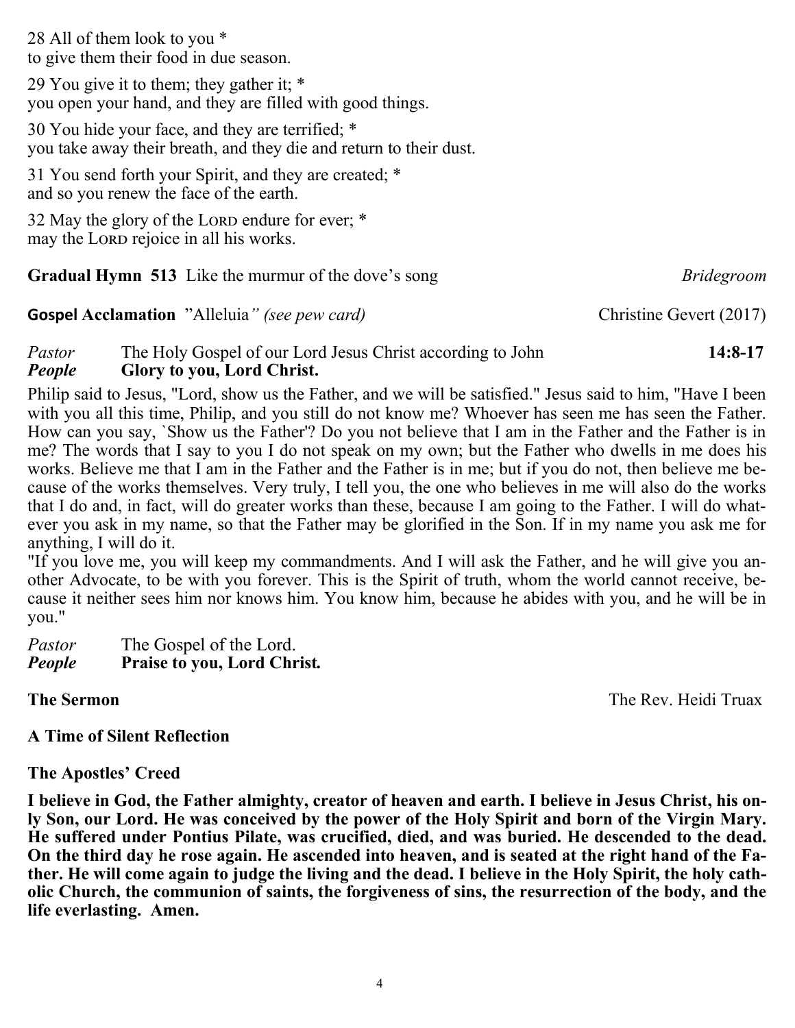28 All of them look to you *
to give them their food in due season.

29 You give it to them; they gather it; *
you open your hand, and they are filled with good things.

30 You hide your face, and they are terrified; *
you take away their breath, and they die and return to their dust.

31 You send forth your Spirit, and they are created; *
and so you renew the face of the earth.

32 May the glory of the LORD endure for ever; *
may the LORD rejoice in all his works.

**Gradual Hymn 513** Like the murmur of the dove's song *Bridegroom*

**Gospel Acclamation** "Alleluia" *(see pew card)* Christine Gevert (2017)

*Pastor* The Holy Gospel of our Lord Jesus Christ according to John **14:8-17**
***People*** **Glory to you, Lord Christ.**

Philip said to Jesus, "Lord, show us the Father, and we will be satisfied." Jesus said to him, "Have I been with you all this time, Philip, and you still do not know me? Whoever has seen me has seen the Father. How can you say, `Show us the Father'? Do you not believe that I am in the Father and the Father is in me? The words that I say to you I do not speak on my own; but the Father who dwells in me does his works. Believe me that I am in the Father and the Father is in me; but if you do not, then believe me because of the works themselves. Very truly, I tell you, the one who believes in me will also do the works that I do and, in fact, will do greater works than these, because I am going to the Father. I will do whatever you ask in my name, so that the Father may be glorified in the Son. If in my name you ask me for anything, I will do it.

"If you love me, you will keep my commandments. And I will ask the Father, and he will give you another Advocate, to be with you forever. This is the Spirit of truth, whom the world cannot receive, because it neither sees him nor knows him. You know him, because he abides with you, and he will be in you."

*Pastor* The Gospel of the Lord.
***People*** **Praise to you, Lord Christ.**

**The Sermon** The Rev. Heidi Truax

**A Time of Silent Reflection**

**The Apostles' Creed**

**I believe in God, the Father almighty, creator of heaven and earth. I believe in Jesus Christ, his only Son, our Lord. He was conceived by the power of the Holy Spirit and born of the Virgin Mary. He suffered under Pontius Pilate, was crucified, died, and was buried. He descended to the dead. On the third day he rose again. He ascended into heaven, and is seated at the right hand of the Father. He will come again to judge the living and the dead. I believe in the Holy Spirit, the holy catholic Church, the communion of saints, the forgiveness of sins, the resurrection of the body, and the life everlasting. Amen.**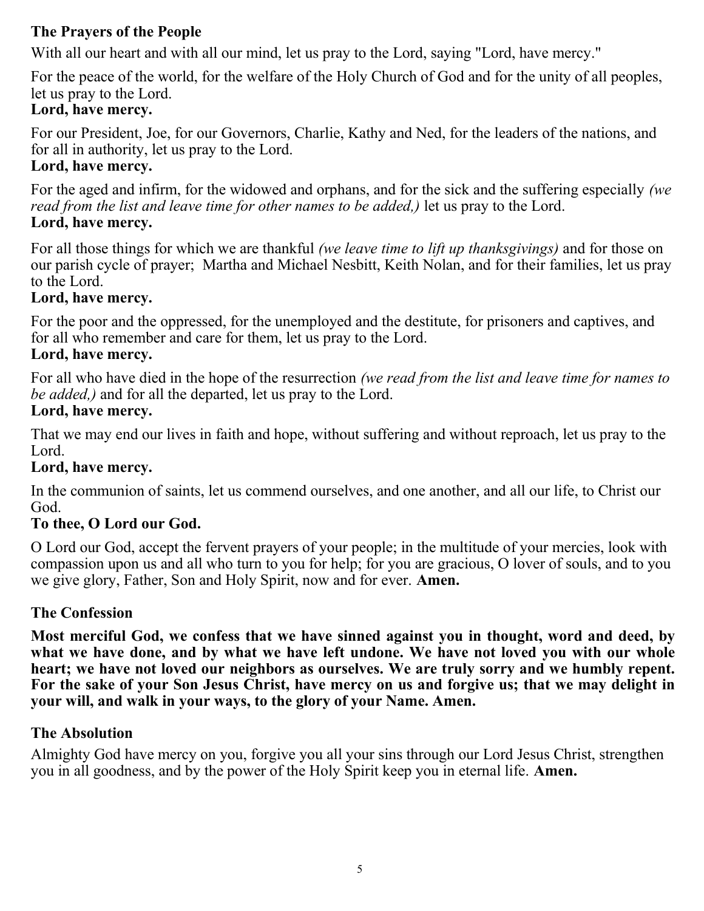### The Prayers of the People

With all our heart and with all our mind, let us pray to the Lord, saying "Lord, have mercy."

For the peace of the world, for the welfare of the Holy Church of God and for the unity of all peoples, let us pray to the Lord.
**Lord, have mercy.**

For our President, Joe, for our Governors, Charlie, Kathy and Ned, for the leaders of the nations, and for all in authority, let us pray to the Lord.
**Lord, have mercy.**

For the aged and infirm, for the widowed and orphans, and for the sick and the suffering especially *(we read from the list and leave time for other names to be added,)* let us pray to the Lord.
**Lord, have mercy.**

For all those things for which we are thankful *(we leave time to lift up thanksgivings)* and for those on our parish cycle of prayer; Martha and Michael Nesbitt, Keith Nolan, and for their families, let us pray to the Lord.
**Lord, have mercy.**

For the poor and the oppressed, for the unemployed and the destitute, for prisoners and captives, and for all who remember and care for them, let us pray to the Lord.
**Lord, have mercy.**

For all who have died in the hope of the resurrection *(we read from the list and leave time for names to be added,)* and for all the departed, let us pray to the Lord.
**Lord, have mercy.**

That we may end our lives in faith and hope, without suffering and without reproach, let us pray to the Lord.
**Lord, have mercy.**

In the communion of saints, let us commend ourselves, and one another, and all our life, to Christ our God.
**To thee, O Lord our God.**

O Lord our God, accept the fervent prayers of your people; in the multitude of your mercies, look with compassion upon us and all who turn to you for help; for you are gracious, O lover of souls, and to you we give glory, Father, Son and Holy Spirit, now and for ever. **Amen.**

### The Confession

**Most merciful God, we confess that we have sinned against you in thought, word and deed, by what we have done, and by what we have left undone. We have not loved you with our whole heart; we have not loved our neighbors as ourselves. We are truly sorry and we humbly repent. For the sake of your Son Jesus Christ, have mercy on us and forgive us; that we may delight in your will, and walk in your ways, to the glory of your Name. Amen.**

### The Absolution

Almighty God have mercy on you, forgive you all your sins through our Lord Jesus Christ, strengthen you in all goodness, and by the power of the Holy Spirit keep you in eternal life. **Amen.**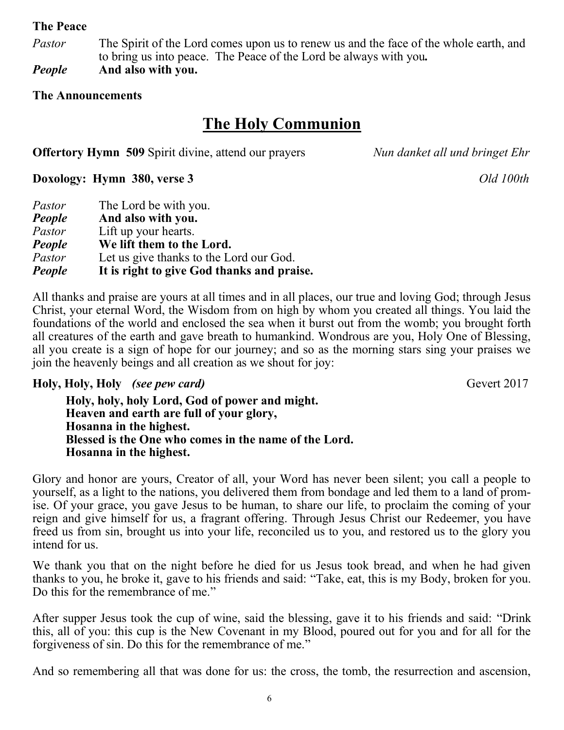**The Peace**

*Pastor* The Spirit of the Lord comes upon us to renew us and the face of the whole earth, and to bring us into peace. The Peace of the Lord be always with you**.**

***People*** **And also with you.**

**The Announcements**

# The Holy Communion

**Offertory Hymn 509** Spirit divine, attend our prayers *Nun danket all und bringet Ehr*

**Doxology: Hymn 380, verse 3** *Old 100th*

*Pastor* The Lord be with you.

***People*** **And also with you.**

*Pastor* Lift up your hearts.

***People*** **We lift them to the Lord.**

*Pastor* Let us give thanks to the Lord our God.

***People*** **It is right to give God thanks and praise.**

All thanks and praise are yours at all times and in all places, our true and loving God; through Jesus Christ, your eternal Word, the Wisdom from on high by whom you created all things. You laid the foundations of the world and enclosed the sea when it burst out from the womb; you brought forth all creatures of the earth and gave breath to humankind. Wondrous are you, Holy One of Blessing, all you create is a sign of hope for our journey; and so as the morning stars sing your praises we join the heavenly beings and all creation as we shout for joy:

**Holy, Holy, Holy** ***(see pew card)*** Gevert 2017

**Holy, holy, holy Lord, God of power and might.**
**Heaven and earth are full of your glory,**
**Hosanna in the highest.**
**Blessed is the One who comes in the name of the Lord.**
**Hosanna in the highest.**

Glory and honor are yours, Creator of all, your Word has never been silent; you call a people to yourself, as a light to the nations, you delivered them from bondage and led them to a land of promise. Of your grace, you gave Jesus to be human, to share our life, to proclaim the coming of your reign and give himself for us, a fragrant offering. Through Jesus Christ our Redeemer, you have freed us from sin, brought us into your life, reconciled us to you, and restored us to the glory you intend for us.

We thank you that on the night before he died for us Jesus took bread, and when he had given thanks to you, he broke it, gave to his friends and said: "Take, eat, this is my Body, broken for you. Do this for the remembrance of me."

After supper Jesus took the cup of wine, said the blessing, gave it to his friends and said: "Drink this, all of you: this cup is the New Covenant in my Blood, poured out for you and for all for the forgiveness of sin. Do this for the remembrance of me."

And so remembering all that was done for us: the cross, the tomb, the resurrection and ascension,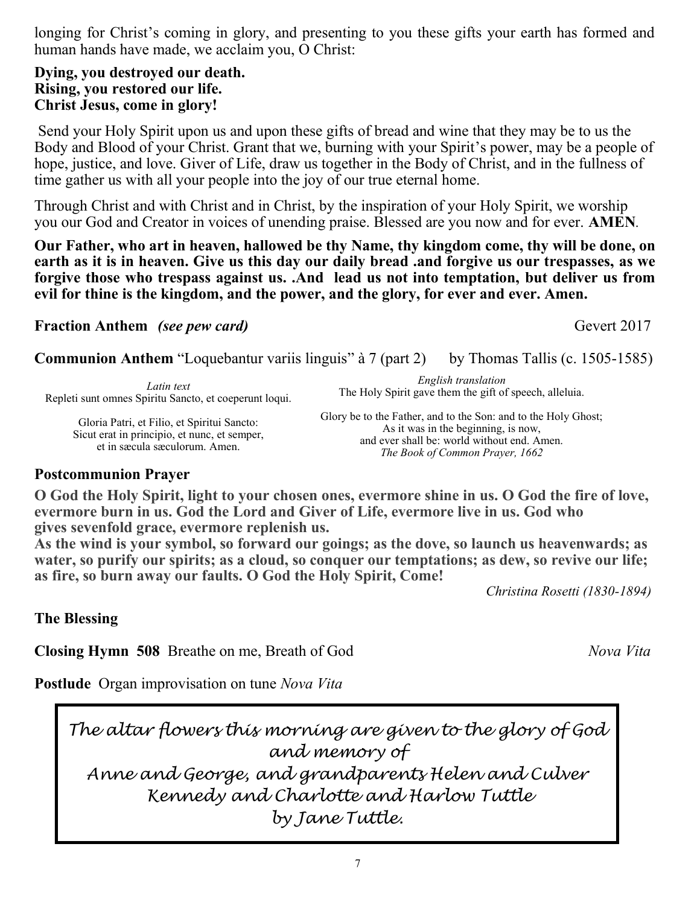longing for Christ's coming in glory, and presenting to you these gifts your earth has formed and human hands have made, we acclaim you, O Christ:

**Dying, you destroyed our death.**
**Rising, you restored our life.**
**Christ Jesus, come in glory!**

Send your Holy Spirit upon us and upon these gifts of bread and wine that they may be to us the Body and Blood of your Christ. Grant that we, burning with your Spirit's power, may be a people of hope, justice, and love. Giver of Life, draw us together in the Body of Christ, and in the fullness of time gather us with all your people into the joy of our true eternal home.

Through Christ and with Christ and in Christ, by the inspiration of your Holy Spirit, we worship you our God and Creator in voices of unending praise. Blessed are you now and for ever. **AMEN**.

**Our Father, who art in heaven, hallowed be thy Name, thy kingdom come, thy will be done, on earth as it is in heaven. Give us this day our daily bread .and forgive us our trespasses, as we forgive those who trespass against us. .And lead us not into temptation, but deliver us from evil for thine is the kingdom, and the power, and the glory, for ever and ever. Amen.**

**Fraction Anthem** *(see pew card)* Gevert 2017

**Communion Anthem** "Loquebantur variis linguis" à 7 (part 2) by Thomas Tallis (c. 1505-1585)

| *Latin text* | *English translation* |
|---|---|
| Repleti sunt omnes Spiritu Sancto, et coeperunt loqui. | The Holy Spirit gave them the gift of speech, alleluia. |
| Gloria Patri, et Filio, et Spiritui Sancto: Sicut erat in principio, et nunc, et semper, et in sæcula sæculorum. Amen. | Glory be to the Father, and to the Son: and to the Holy Ghost; As it was in the beginning, is now, and ever shall be: world without end. Amen. *The Book of Common Prayer, 1662* |

**Postcommunion Prayer**

**O God the Holy Spirit, light to your chosen ones, evermore shine in us. O God the fire of love, evermore burn in us. God the Lord and Giver of Life, evermore live in us. God who gives sevenfold grace, evermore replenish us.**
**As the wind is your symbol, so forward our goings; as the dove, so launch us heavenwards; as water, so purify our spirits; as a cloud, so conquer our temptations; as dew, so revive our life; as fire, so burn away our faults. O God the Holy Spirit, Come!**

*Christina Rosetti (1830-1894)*

**The Blessing**

**Closing Hymn 508** Breathe on me, Breath of God *Nova Vita*

**Postlude** Organ improvisation on tune *Nova Vita*

*The altar flowers this morning are given to the glory of God and memory of*
*Anne and George, and grandparents Helen and Culver Kennedy and Charlotte and Harlow Tuttle*
*by Jane Tuttle.*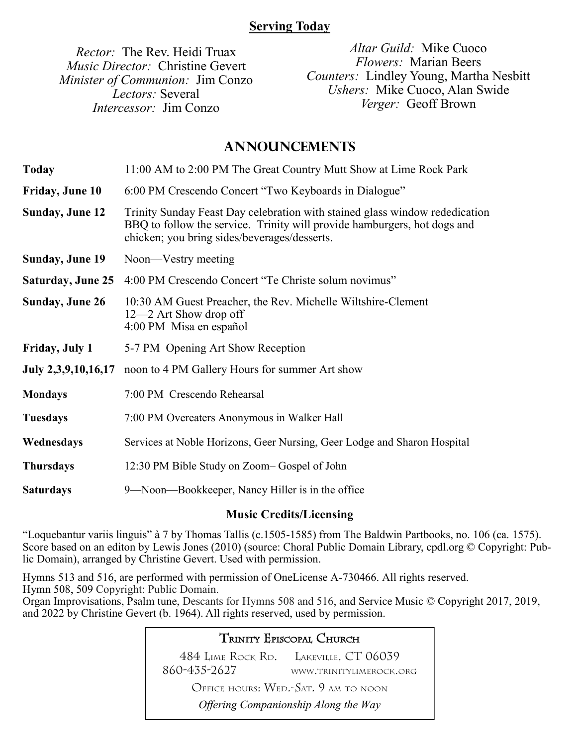## Serving Today

*Rector:* The Rev. Heidi Truax
*Music Director:* Christine Gevert
*Minister of Communion:* Jim Conzo
*Lectors:* Several
*Intercessor:* Jim Conzo

*Altar Guild:* Mike Cuoco
*Flowers:* Marian Beers
*Counters:* Lindley Young, Martha Nesbitt
*Ushers:* Mike Cuoco, Alan Swide
*Verger:* Geoff Brown

## ANNOUNCEMENTS

| | |
|---|---|
| **Today** | 11:00 AM to 2:00 PM The Great Country Mutt Show at Lime Rock Park |
| **Friday, June 10** | 6:00 PM Crescendo Concert "Two Keyboards in Dialogue" |
| **Sunday, June 12** | Trinity Sunday Feast Day celebration with stained glass window rededication BBQ to follow the service. Trinity will provide hamburgers, hot dogs and chicken; you bring sides/beverages/desserts. |
| **Sunday, June 19** | Noon—Vestry meeting |
| **Saturday, June 25** | 4:00 PM Crescendo Concert "Te Christe solum novimus" |
| **Sunday, June 26** | 10:30 AM Guest Preacher, the Rev. Michelle Wiltshire-Clement<br>12—2 Art Show drop off<br>4:00 PM Misa en español |
| **Friday, July 1** | 5-7 PM Opening Art Show Reception |
| **July 2,3,9,10,16,17** | noon to 4 PM Gallery Hours for summer Art show |
| **Mondays** | 7:00 PM Crescendo Rehearsal |
| **Tuesdays** | 7:00 PM Overeaters Anonymous in Walker Hall |
| **Wednesdays** | Services at Noble Horizons, Geer Nursing, Geer Lodge and Sharon Hospital |
| **Thursdays** | 12:30 PM Bible Study on Zoom– Gospel of John |
| **Saturdays** | 9—Noon—Bookkeeper, Nancy Hiller is in the office |

### Music Credits/Licensing

"Loquebantur variis linguis" à 7 by Thomas Tallis (c.1505-1585) from The Baldwin Partbooks, no. 106 (ca. 1575). Score based on an editon by Lewis Jones (2010) (source: Choral Public Domain Library, cpdl.org © Copyright: Public Domain), arranged by Christine Gevert. Used with permission.

Hymns 513 and 516, are performed with permission of OneLicense A-730466. All rights reserved.
Hymn 508, 509 Copyright: Public Domain.
Organ Improvisations, Psalm tune, Descants for Hymns 508 and 516, and Service Music © Copyright 2017, 2019, and 2022 by Christine Gevert (b. 1964). All rights reserved, used by permission.

**Trinity Episcopal Church**
484 Lime Rock Rd. Lakeville, CT 06039
860-435-2627 www.trinitylimerock.org
Office hours: Wed.-Sat. 9 am to noon
*Offering Companionship Along the Way*